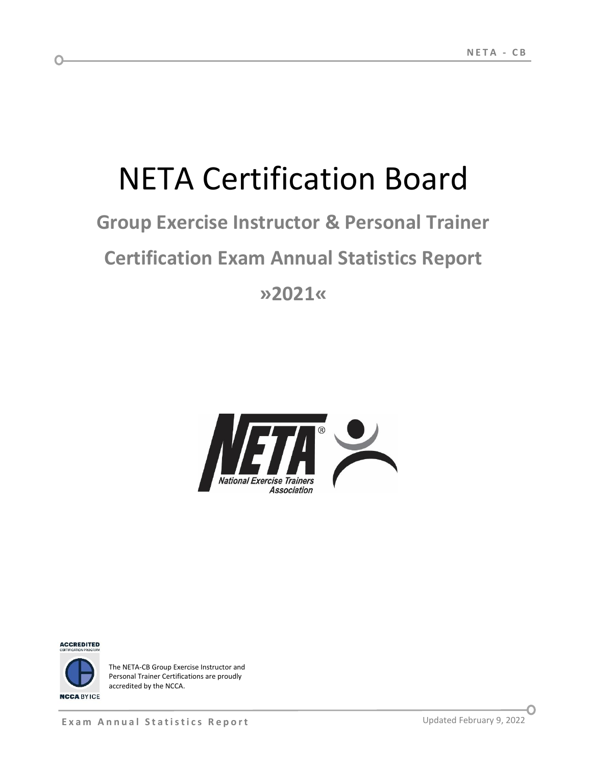# NETA Certification Board

## Group Exercise Instructor & Personal Trainer

## Certification Exam Annual Statistics Report

## »2021«

The NETA-CB Group Exercise Instructor and Personal Trainer Certifications are proudly accredited by the NCCA.

Updated February 9, 2022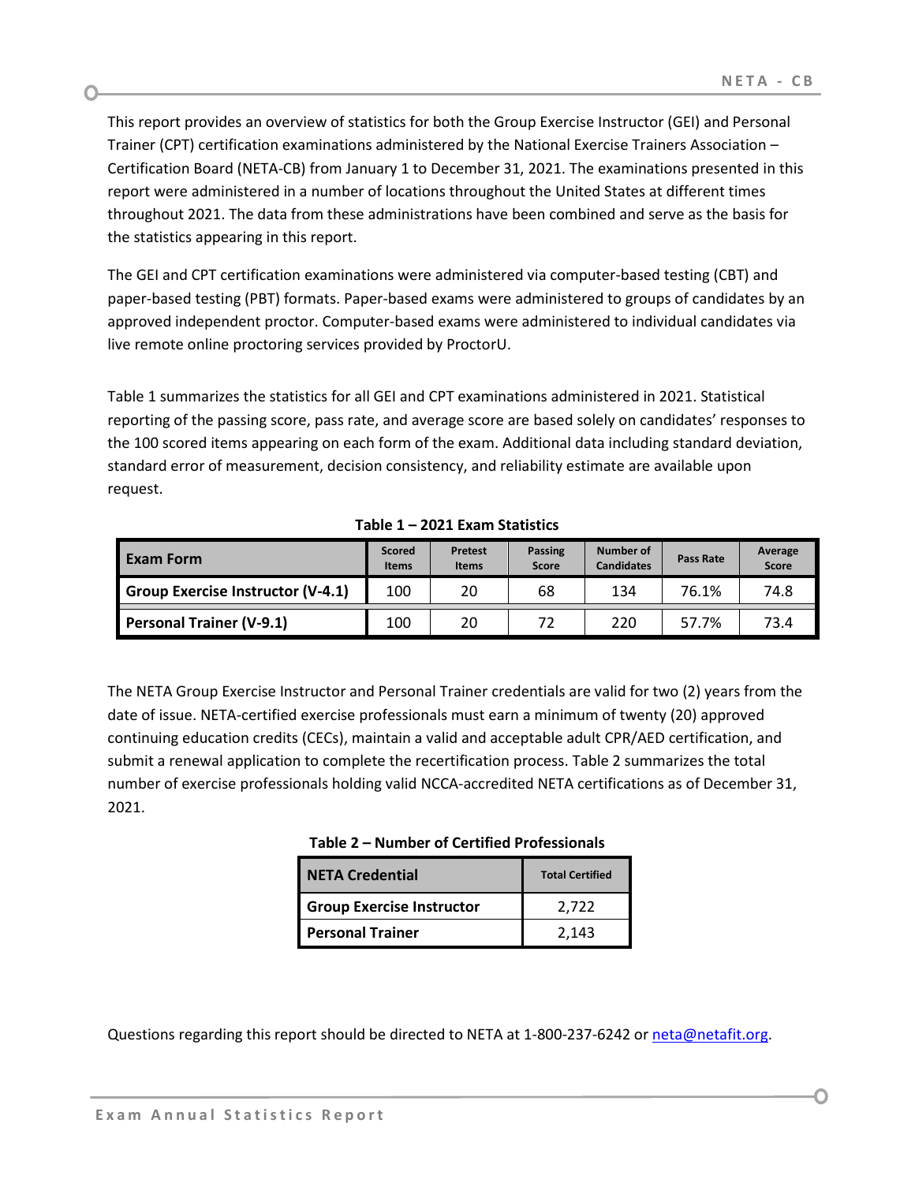This report provides an overview of statistics for both the Group Exercise Instructor (GEI) and Personal Trainer (CPT) certification examinations administered by the National Exercise Trainers Association – Certification Board (NETA-CB) from January 1 to December 31, 2021. The examinations presented in this report were administered in a number of locations throughout the United States at different times throughout 2021. The data from these administrations have been combined and serve as the basis for the statistics appearing in this report.

The GEI and CPT certification examinations were administered via computer-based testing (CBT) and paper-based testing (PBT) formats. Paper-based exams were administered to groups of candidates by an approved independent proctor. Computer-based exams were administered to individual candidates via live remote online proctoring services provided by ProctorU.

Table 1 summarizes the statistics for all GEI and CPT examinations administered in 2021. Statistical reporting of the passing score, pass rate, and average score are based solely on candidates' responses to the 100 scored items appearing on each form of the exam. Additional data including standard deviation, standard error of measurement, decision consistency, and reliability estimate are available upon request.

**Table 1 – 2021 Exam Statistics**

| Exam Form | Scored Items | Pretest Items | Passing Score | Number of Candidates | Pass Rate | Average Score |
|---|---|---|---|---|---|---|
| **Group Exercise Instructor (V-4.1)** | 100 | 20 | 68 | 134 | 76.1% | 74.8 |
| **Personal Trainer (V-9.1)** | 100 | 20 | 72 | 220 | 57.7% | 73.4 |

The NETA Group Exercise Instructor and Personal Trainer credentials are valid for two (2) years from the date of issue. NETA-certified exercise professionals must earn a minimum of twenty (20) approved continuing education credits (CECs), maintain a valid and acceptable adult CPR/AED certification, and submit a renewal application to complete the recertification process. Table 2 summarizes the total number of exercise professionals holding valid NCCA-accredited NETA certifications as of December 31, 2021.

**Table 2 – Number of Certified Professionals**

| NETA Credential | Total Certified |
|---|---|
| **Group Exercise Instructor** | 2,722 |
| **Personal Trainer** | 2,143 |

Questions regarding this report should be directed to NETA at 1-800-237-6242 or neta@netafit.org.